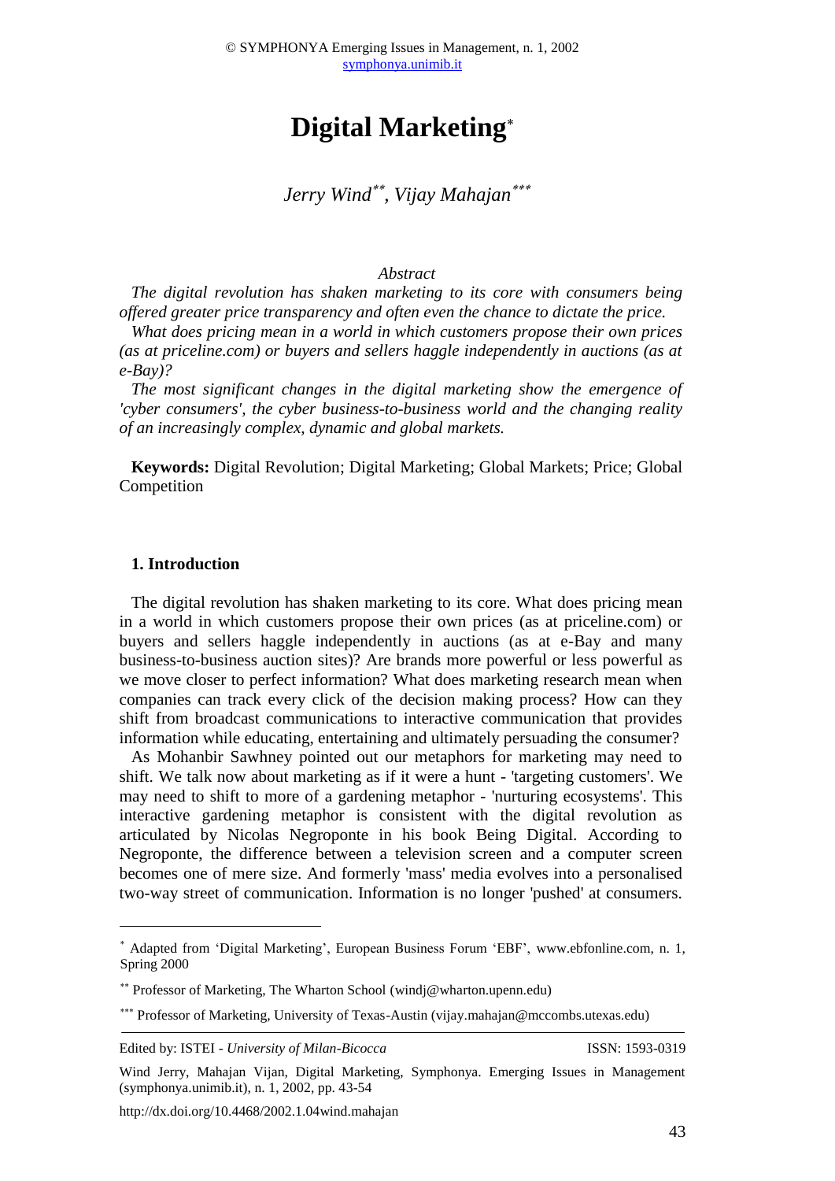# Digital Marketing[*]

*Jerry Wind[**], Vijay Mahajan[***]*

*Abstract*

*The digital revolution has shaken marketing to its core with consumers being offered greater price transparency and often even the chance to dictate the price.*

*What does pricing mean in a world in which customers propose their own prices (as at priceline.com) or buyers and sellers haggle independently in auctions (as at e-Bay)?*

*The most significant changes in the digital marketing show the emergence of 'cyber consumers', the cyber business-to-business world and the changing reality of an increasingly complex, dynamic and global markets.*

**Keywords:** Digital Revolution; Digital Marketing; Global Markets; Price; Global Competition

## 1. Introduction

The digital revolution has shaken marketing to its core. What does pricing mean in a world in which customers propose their own prices (as at priceline.com) or buyers and sellers haggle independently in auctions (as at e-Bay and many business-to-business auction sites)? Are brands more powerful or less powerful as we move closer to perfect information? What does marketing research mean when companies can track every click of the decision making process? How can they shift from broadcast communications to interactive communication that provides information while educating, entertaining and ultimately persuading the consumer?

As Mohanbir Sawhney pointed out our metaphors for marketing may need to shift. We talk now about marketing as if it were a hunt - 'targeting customers'. We may need to shift to more of a gardening metaphor - 'nurturing ecosystems'. This interactive gardening metaphor is consistent with the digital revolution as articulated by Nicolas Negroponte in his book Being Digital. According to Negroponte, the difference between a television screen and a computer screen becomes one of mere size. And formerly 'mass' media evolves into a personalised two-way street of communication. Information is no longer 'pushed' at consumers.

---

[*] Adapted from 'Digital Marketing', European Business Forum 'EBF', www.ebfonline.com, n. 1, Spring 2000

[**] Professor of Marketing, The Wharton School (windj@wharton.upenn.edu)

[***] Professor of Marketing, University of Texas-Austin (vijay.mahajan@mccombs.utexas.edu)

Edited by: ISTEI - *University of Milan-Bicocca* ISSN: 1593-0319

Wind Jerry, Mahajan Vijan, Digital Marketing, Symphonya. Emerging Issues in Management (symphonya.unimib.it), n. 1, 2002, pp. 43-54

http://dx.doi.org/10.4468/2002.1.04wind.mahajan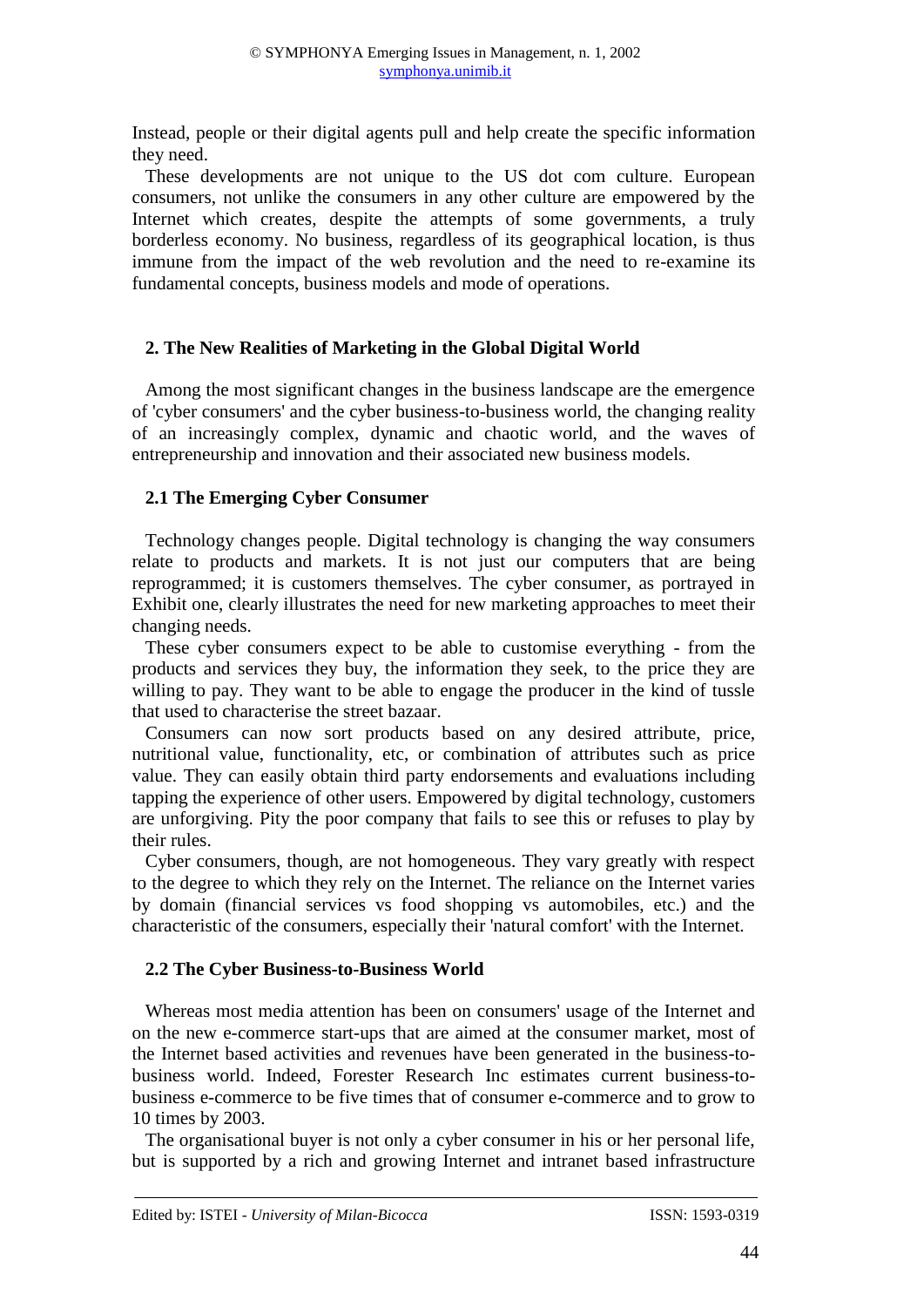Instead, people or their digital agents pull and help create the specific information they need.

These developments are not unique to the US dot com culture. European consumers, not unlike the consumers in any other culture are empowered by the Internet which creates, despite the attempts of some governments, a truly borderless economy. No business, regardless of its geographical location, is thus immune from the impact of the web revolution and the need to re-examine its fundamental concepts, business models and mode of operations.

## 2. The New Realities of Marketing in the Global Digital World

Among the most significant changes in the business landscape are the emergence of 'cyber consumers' and the cyber business-to-business world, the changing reality of an increasingly complex, dynamic and chaotic world, and the waves of entrepreneurship and innovation and their associated new business models.

### 2.1 The Emerging Cyber Consumer

Technology changes people. Digital technology is changing the way consumers relate to products and markets. It is not just our computers that are being reprogrammed; it is customers themselves. The cyber consumer, as portrayed in Exhibit one, clearly illustrates the need for new marketing approaches to meet their changing needs.

These cyber consumers expect to be able to customise everything - from the products and services they buy, the information they seek, to the price they are willing to pay. They want to be able to engage the producer in the kind of tussle that used to characterise the street bazaar.

Consumers can now sort products based on any desired attribute, price, nutritional value, functionality, etc, or combination of attributes such as price value. They can easily obtain third party endorsements and evaluations including tapping the experience of other users. Empowered by digital technology, customers are unforgiving. Pity the poor company that fails to see this or refuses to play by their rules.

Cyber consumers, though, are not homogeneous. They vary greatly with respect to the degree to which they rely on the Internet. The reliance on the Internet varies by domain (financial services vs food shopping vs automobiles, etc.) and the characteristic of the consumers, especially their 'natural comfort' with the Internet.

### 2.2 The Cyber Business-to-Business World

Whereas most media attention has been on consumers' usage of the Internet and on the new e-commerce start-ups that are aimed at the consumer market, most of the Internet based activities and revenues have been generated in the business-to-business world. Indeed, Forester Research Inc estimates current business-to-business e-commerce to be five times that of consumer e-commerce and to grow to 10 times by 2003.

The organisational buyer is not only a cyber consumer in his or her personal life, but is supported by a rich and growing Internet and intranet based infrastructure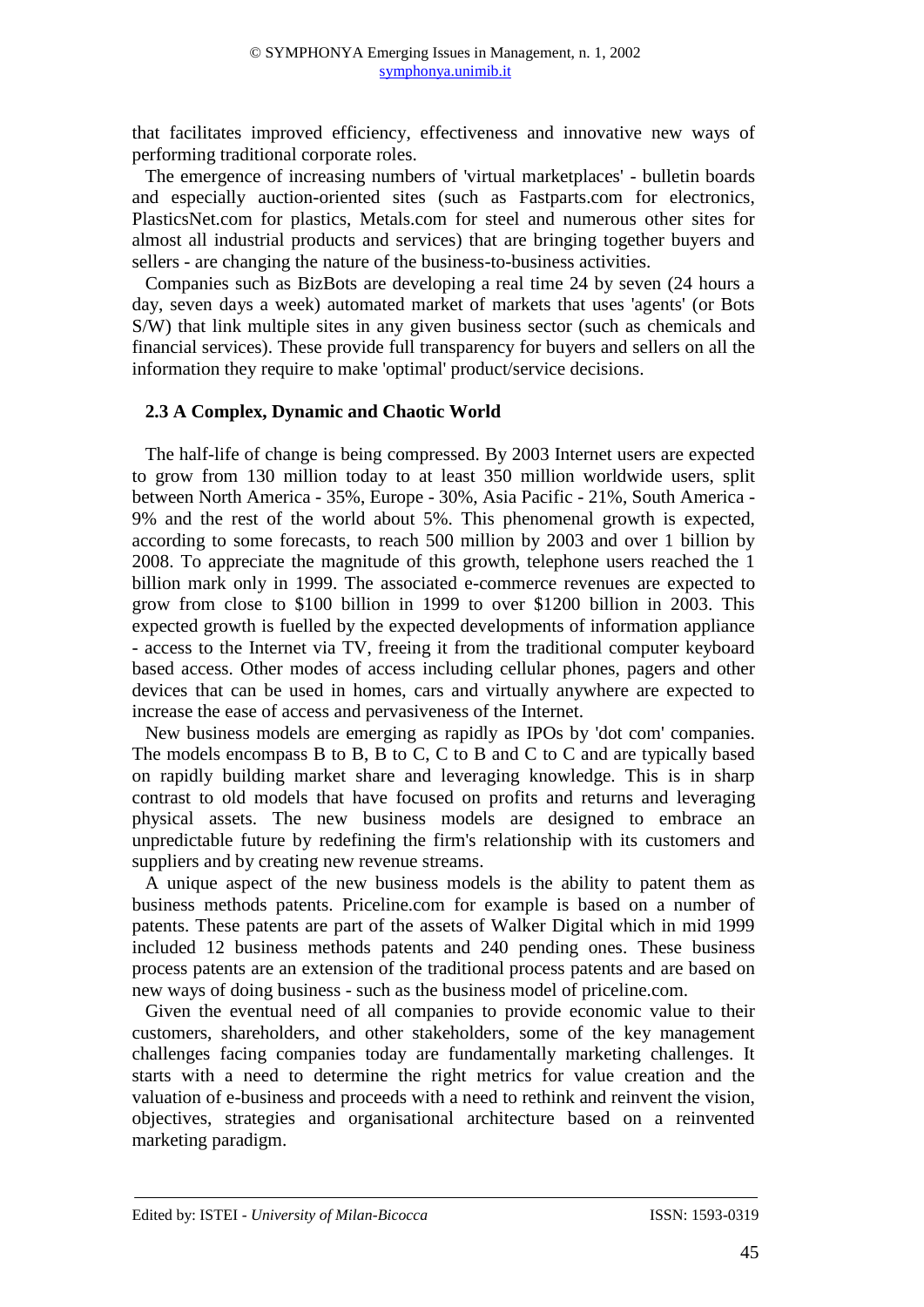that facilitates improved efficiency, effectiveness and innovative new ways of performing traditional corporate roles.

The emergence of increasing numbers of 'virtual marketplaces' - bulletin boards and especially auction-oriented sites (such as Fastparts.com for electronics, PlasticsNet.com for plastics, Metals.com for steel and numerous other sites for almost all industrial products and services) that are bringing together buyers and sellers - are changing the nature of the business-to-business activities.

Companies such as BizBots are developing a real time 24 by seven (24 hours a day, seven days a week) automated market of markets that uses 'agents' (or Bots S/W) that link multiple sites in any given business sector (such as chemicals and financial services). These provide full transparency for buyers and sellers on all the information they require to make 'optimal' product/service decisions.

### 2.3 A Complex, Dynamic and Chaotic World

The half-life of change is being compressed. By 2003 Internet users are expected to grow from 130 million today to at least 350 million worldwide users, split between North America - 35%, Europe - 30%, Asia Pacific - 21%, South America - 9% and the rest of the world about 5%. This phenomenal growth is expected, according to some forecasts, to reach 500 million by 2003 and over 1 billion by 2008. To appreciate the magnitude of this growth, telephone users reached the 1 billion mark only in 1999. The associated e-commerce revenues are expected to grow from close to $100 billion in 1999 to over $1200 billion in 2003. This expected growth is fuelled by the expected developments of information appliance - access to the Internet via TV, freeing it from the traditional computer keyboard based access. Other modes of access including cellular phones, pagers and other devices that can be used in homes, cars and virtually anywhere are expected to increase the ease of access and pervasiveness of the Internet.

New business models are emerging as rapidly as IPOs by 'dot com' companies. The models encompass B to B, B to C, C to B and C to C and are typically based on rapidly building market share and leveraging knowledge. This is in sharp contrast to old models that have focused on profits and returns and leveraging physical assets. The new business models are designed to embrace an unpredictable future by redefining the firm's relationship with its customers and suppliers and by creating new revenue streams.

A unique aspect of the new business models is the ability to patent them as business methods patents. Priceline.com for example is based on a number of patents. These patents are part of the assets of Walker Digital which in mid 1999 included 12 business methods patents and 240 pending ones. These business process patents are an extension of the traditional process patents and are based on new ways of doing business - such as the business model of priceline.com.

Given the eventual need of all companies to provide economic value to their customers, shareholders, and other stakeholders, some of the key management challenges facing companies today are fundamentally marketing challenges. It starts with a need to determine the right metrics for value creation and the valuation of e-business and proceeds with a need to rethink and reinvent the vision, objectives, strategies and organisational architecture based on a reinvented marketing paradigm.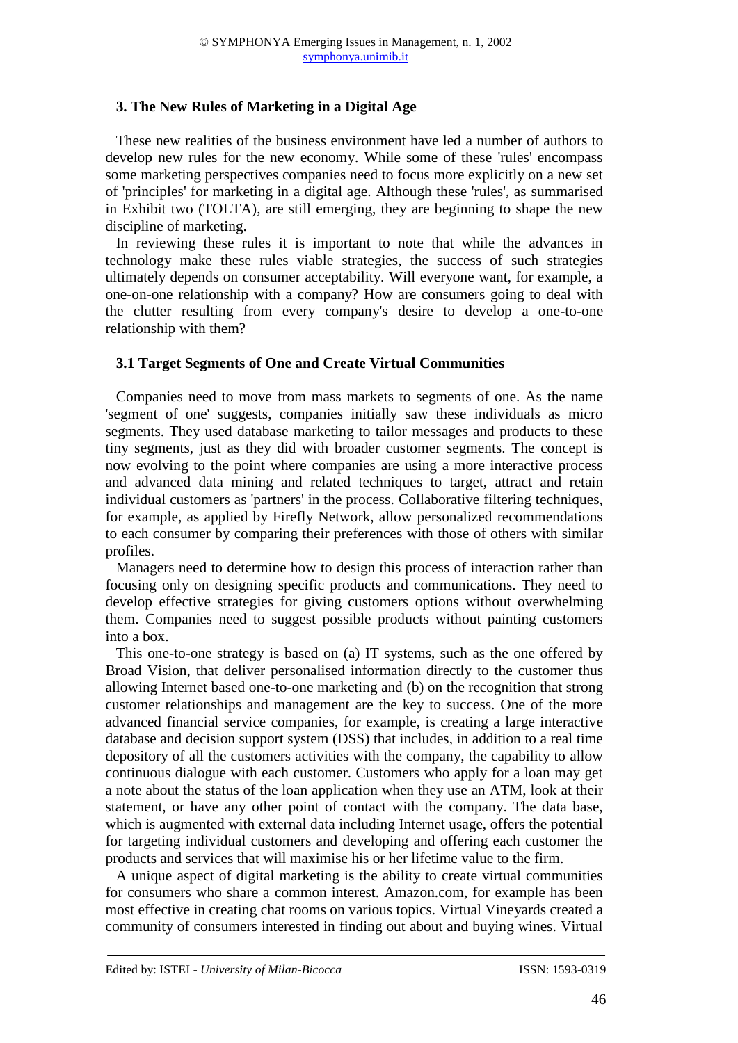## 3. The New Rules of Marketing in a Digital Age

These new realities of the business environment have led a number of authors to develop new rules for the new economy. While some of these 'rules' encompass some marketing perspectives companies need to focus more explicitly on a new set of 'principles' for marketing in a digital age. Although these 'rules', as summarised in Exhibit two (TOLTA), are still emerging, they are beginning to shape the new discipline of marketing.

In reviewing these rules it is important to note that while the advances in technology make these rules viable strategies, the success of such strategies ultimately depends on consumer acceptability. Will everyone want, for example, a one-on-one relationship with a company? How are consumers going to deal with the clutter resulting from every company's desire to develop a one-to-one relationship with them?

### 3.1 Target Segments of One and Create Virtual Communities

Companies need to move from mass markets to segments of one. As the name 'segment of one' suggests, companies initially saw these individuals as micro segments. They used database marketing to tailor messages and products to these tiny segments, just as they did with broader customer segments. The concept is now evolving to the point where companies are using a more interactive process and advanced data mining and related techniques to target, attract and retain individual customers as 'partners' in the process. Collaborative filtering techniques, for example, as applied by Firefly Network, allow personalized recommendations to each consumer by comparing their preferences with those of others with similar profiles.

Managers need to determine how to design this process of interaction rather than focusing only on designing specific products and communications. They need to develop effective strategies for giving customers options without overwhelming them. Companies need to suggest possible products without painting customers into a box.

This one-to-one strategy is based on (a) IT systems, such as the one offered by Broad Vision, that deliver personalised information directly to the customer thus allowing Internet based one-to-one marketing and (b) on the recognition that strong customer relationships and management are the key to success. One of the more advanced financial service companies, for example, is creating a large interactive database and decision support system (DSS) that includes, in addition to a real time depository of all the customers activities with the company, the capability to allow continuous dialogue with each customer. Customers who apply for a loan may get a note about the status of the loan application when they use an ATM, look at their statement, or have any other point of contact with the company. The data base, which is augmented with external data including Internet usage, offers the potential for targeting individual customers and developing and offering each customer the products and services that will maximise his or her lifetime value to the firm.

A unique aspect of digital marketing is the ability to create virtual communities for consumers who share a common interest. Amazon.com, for example has been most effective in creating chat rooms on various topics. Virtual Vineyards created a community of consumers interested in finding out about and buying wines. Virtual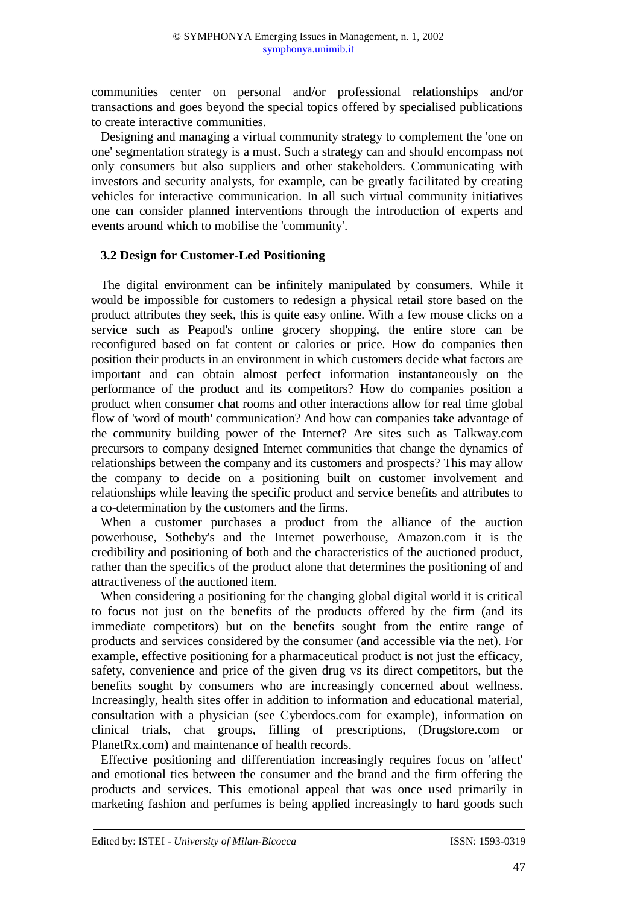communities center on personal and/or professional relationships and/or transactions and goes beyond the special topics offered by specialised publications to create interactive communities.

Designing and managing a virtual community strategy to complement the 'one on one' segmentation strategy is a must. Such a strategy can and should encompass not only consumers but also suppliers and other stakeholders. Communicating with investors and security analysts, for example, can be greatly facilitated by creating vehicles for interactive communication. In all such virtual community initiatives one can consider planned interventions through the introduction of experts and events around which to mobilise the 'community'.

### 3.2 Design for Customer-Led Positioning

The digital environment can be infinitely manipulated by consumers. While it would be impossible for customers to redesign a physical retail store based on the product attributes they seek, this is quite easy online. With a few mouse clicks on a service such as Peapod's online grocery shopping, the entire store can be reconfigured based on fat content or calories or price. How do companies then position their products in an environment in which customers decide what factors are important and can obtain almost perfect information instantaneously on the performance of the product and its competitors? How do companies position a product when consumer chat rooms and other interactions allow for real time global flow of 'word of mouth' communication? And how can companies take advantage of the community building power of the Internet? Are sites such as Talkway.com precursors to company designed Internet communities that change the dynamics of relationships between the company and its customers and prospects? This may allow the company to decide on a positioning built on customer involvement and relationships while leaving the specific product and service benefits and attributes to a co-determination by the customers and the firms.

When a customer purchases a product from the alliance of the auction powerhouse, Sotheby's and the Internet powerhouse, Amazon.com it is the credibility and positioning of both and the characteristics of the auctioned product, rather than the specifics of the product alone that determines the positioning of and attractiveness of the auctioned item.

When considering a positioning for the changing global digital world it is critical to focus not just on the benefits of the products offered by the firm (and its immediate competitors) but on the benefits sought from the entire range of products and services considered by the consumer (and accessible via the net). For example, effective positioning for a pharmaceutical product is not just the efficacy, safety, convenience and price of the given drug vs its direct competitors, but the benefits sought by consumers who are increasingly concerned about wellness. Increasingly, health sites offer in addition to information and educational material, consultation with a physician (see Cyberdocs.com for example), information on clinical trials, chat groups, filling of prescriptions, (Drugstore.com or PlanetRx.com) and maintenance of health records.

Effective positioning and differentiation increasingly requires focus on 'affect' and emotional ties between the consumer and the brand and the firm offering the products and services. This emotional appeal that was once used primarily in marketing fashion and perfumes is being applied increasingly to hard goods such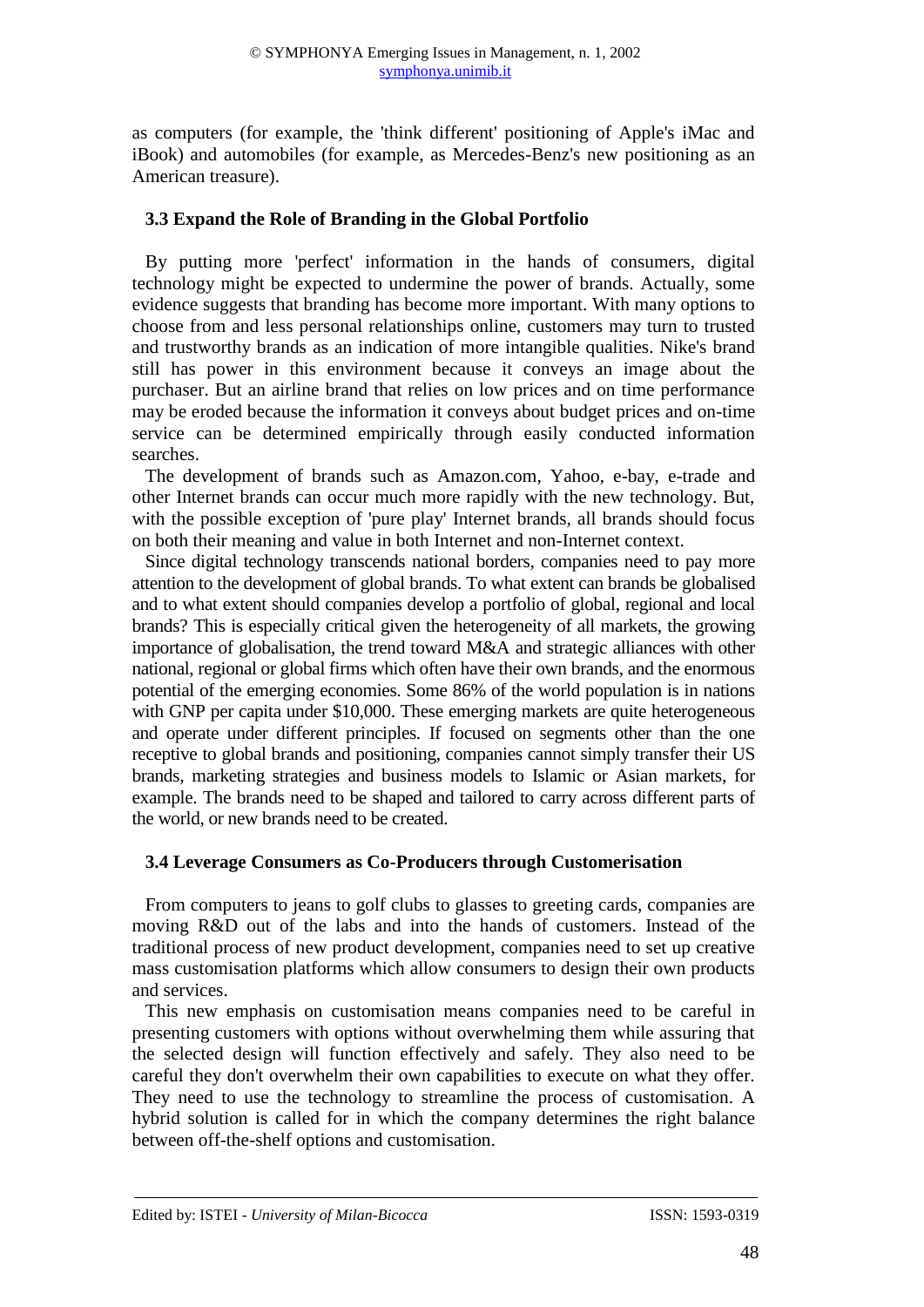as computers (for example, the 'think different' positioning of Apple's iMac and iBook) and automobiles (for example, as Mercedes-Benz's new positioning as an American treasure).

### 3.3 Expand the Role of Branding in the Global Portfolio

By putting more 'perfect' information in the hands of consumers, digital technology might be expected to undermine the power of brands. Actually, some evidence suggests that branding has become more important. With many options to choose from and less personal relationships online, customers may turn to trusted and trustworthy brands as an indication of more intangible qualities. Nike's brand still has power in this environment because it conveys an image about the purchaser. But an airline brand that relies on low prices and on time performance may be eroded because the information it conveys about budget prices and on-time service can be determined empirically through easily conducted information searches.

The development of brands such as Amazon.com, Yahoo, e-bay, e-trade and other Internet brands can occur much more rapidly with the new technology. But, with the possible exception of 'pure play' Internet brands, all brands should focus on both their meaning and value in both Internet and non-Internet context.

Since digital technology transcends national borders, companies need to pay more attention to the development of global brands. To what extent can brands be globalised and to what extent should companies develop a portfolio of global, regional and local brands? This is especially critical given the heterogeneity of all markets, the growing importance of globalisation, the trend toward M&A and strategic alliances with other national, regional or global firms which often have their own brands, and the enormous potential of the emerging economies. Some 86% of the world population is in nations with GNP per capita under $10,000. These emerging markets are quite heterogeneous and operate under different principles. If focused on segments other than the one receptive to global brands and positioning, companies cannot simply transfer their US brands, marketing strategies and business models to Islamic or Asian markets, for example. The brands need to be shaped and tailored to carry across different parts of the world, or new brands need to be created.

### 3.4 Leverage Consumers as Co-Producers through Customerisation

From computers to jeans to golf clubs to glasses to greeting cards, companies are moving R&D out of the labs and into the hands of customers. Instead of the traditional process of new product development, companies need to set up creative mass customisation platforms which allow consumers to design their own products and services.

This new emphasis on customisation means companies need to be careful in presenting customers with options without overwhelming them while assuring that the selected design will function effectively and safely. They also need to be careful they don't overwhelm their own capabilities to execute on what they offer. They need to use the technology to streamline the process of customisation. A hybrid solution is called for in which the company determines the right balance between off-the-shelf options and customisation.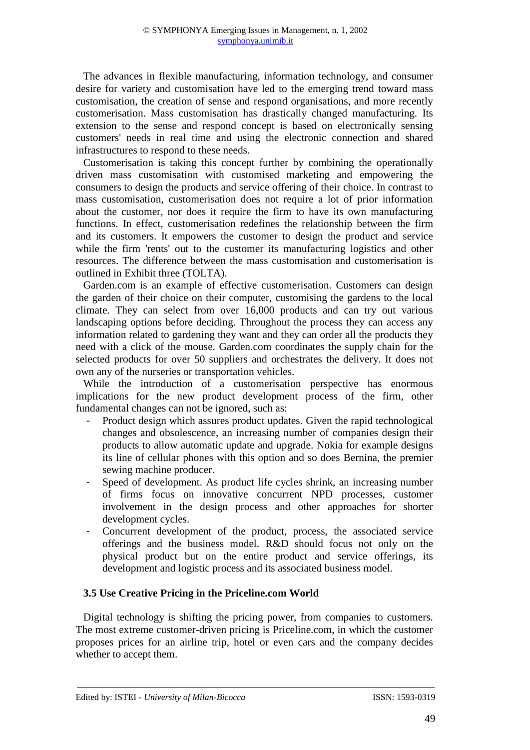The advances in flexible manufacturing, information technology, and consumer desire for variety and customisation have led to the emerging trend toward mass customisation, the creation of sense and respond organisations, and more recently customerisation. Mass customisation has drastically changed manufacturing. Its extension to the sense and respond concept is based on electronically sensing customers' needs in real time and using the electronic connection and shared infrastructures to respond to these needs.

Customerisation is taking this concept further by combining the operationally driven mass customisation with customised marketing and empowering the consumers to design the products and service offering of their choice. In contrast to mass customisation, customerisation does not require a lot of prior information about the customer, nor does it require the firm to have its own manufacturing functions. In effect, customerisation redefines the relationship between the firm and its customers. It empowers the customer to design the product and service while the firm 'rents' out to the customer its manufacturing logistics and other resources. The difference between the mass customisation and customerisation is outlined in Exhibit three (TOLTA).

Garden.com is an example of effective customerisation. Customers can design the garden of their choice on their computer, customising the gardens to the local climate. They can select from over 16,000 products and can try out various landscaping options before deciding. Throughout the process they can access any information related to gardening they want and they can order all the products they need with a click of the mouse. Garden.com coordinates the supply chain for the selected products for over 50 suppliers and orchestrates the delivery. It does not own any of the nurseries or transportation vehicles.

While the introduction of a customerisation perspective has enormous implications for the new product development process of the firm, other fundamental changes can not be ignored, such as:

- Product design which assures product updates. Given the rapid technological changes and obsolescence, an increasing number of companies design their products to allow automatic update and upgrade. Nokia for example designs its line of cellular phones with this option and so does Bernina, the premier sewing machine producer.
- Speed of development. As product life cycles shrink, an increasing number of firms focus on innovative concurrent NPD processes, customer involvement in the design process and other approaches for shorter development cycles.
- Concurrent development of the product, process, the associated service offerings and the business model. R&D should focus not only on the physical product but on the entire product and service offerings, its development and logistic process and its associated business model.

### 3.5 Use Creative Pricing in the Priceline.com World

Digital technology is shifting the pricing power, from companies to customers. The most extreme customer-driven pricing is Priceline.com, in which the customer proposes prices for an airline trip, hotel or even cars and the company decides whether to accept them.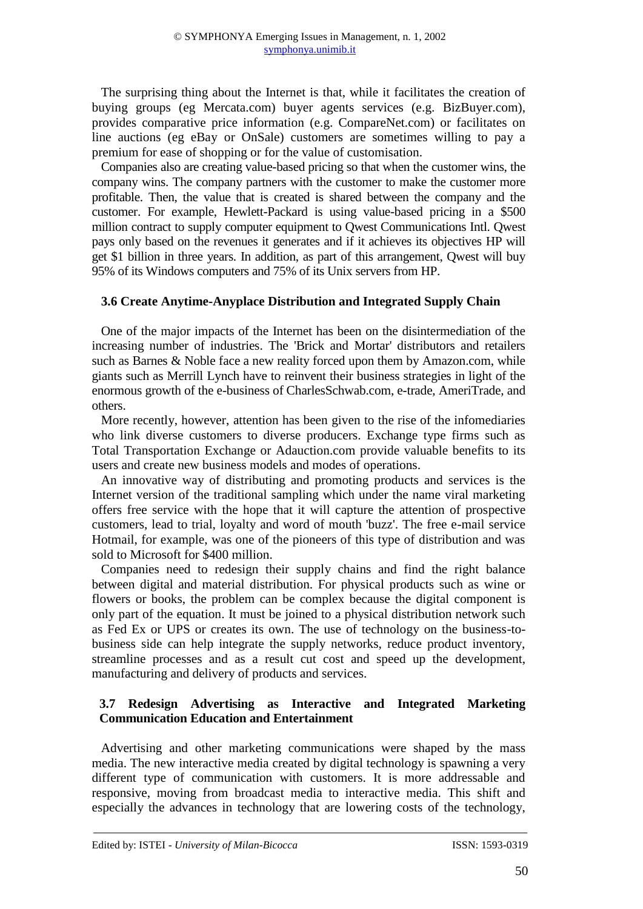The surprising thing about the Internet is that, while it facilitates the creation of buying groups (eg Mercata.com) buyer agents services (e.g. BizBuyer.com), provides comparative price information (e.g. CompareNet.com) or facilitates on line auctions (eg eBay or OnSale) customers are sometimes willing to pay a premium for ease of shopping or for the value of customisation.

Companies also are creating value-based pricing so that when the customer wins, the company wins. The company partners with the customer to make the customer more profitable. Then, the value that is created is shared between the company and the customer. For example, Hewlett-Packard is using value-based pricing in a $500 million contract to supply computer equipment to Qwest Communications Intl. Qwest pays only based on the revenues it generates and if it achieves its objectives HP will get $1 billion in three years. In addition, as part of this arrangement, Qwest will buy 95% of its Windows computers and 75% of its Unix servers from HP.

### 3.6 Create Anytime-Anyplace Distribution and Integrated Supply Chain

One of the major impacts of the Internet has been on the disintermediation of the increasing number of industries. The 'Brick and Mortar' distributors and retailers such as Barnes & Noble face a new reality forced upon them by Amazon.com, while giants such as Merrill Lynch have to reinvent their business strategies in light of the enormous growth of the e-business of CharlesSchwab.com, e-trade, AmeriTrade, and others.

More recently, however, attention has been given to the rise of the infomediaries who link diverse customers to diverse producers. Exchange type firms such as Total Transportation Exchange or Adauction.com provide valuable benefits to its users and create new business models and modes of operations.

An innovative way of distributing and promoting products and services is the Internet version of the traditional sampling which under the name viral marketing offers free service with the hope that it will capture the attention of prospective customers, lead to trial, loyalty and word of mouth 'buzz'. The free e-mail service Hotmail, for example, was one of the pioneers of this type of distribution and was sold to Microsoft for $400 million.

Companies need to redesign their supply chains and find the right balance between digital and material distribution. For physical products such as wine or flowers or books, the problem can be complex because the digital component is only part of the equation. It must be joined to a physical distribution network such as Fed Ex or UPS or creates its own. The use of technology on the business-to-business side can help integrate the supply networks, reduce product inventory, streamline processes and as a result cut cost and speed up the development, manufacturing and delivery of products and services.

### 3.7 Redesign Advertising as Interactive and Integrated Marketing Communication Education and Entertainment

Advertising and other marketing communications were shaped by the mass media. The new interactive media created by digital technology is spawning a very different type of communication with customers. It is more addressable and responsive, moving from broadcast media to interactive media. This shift and especially the advances in technology that are lowering costs of the technology,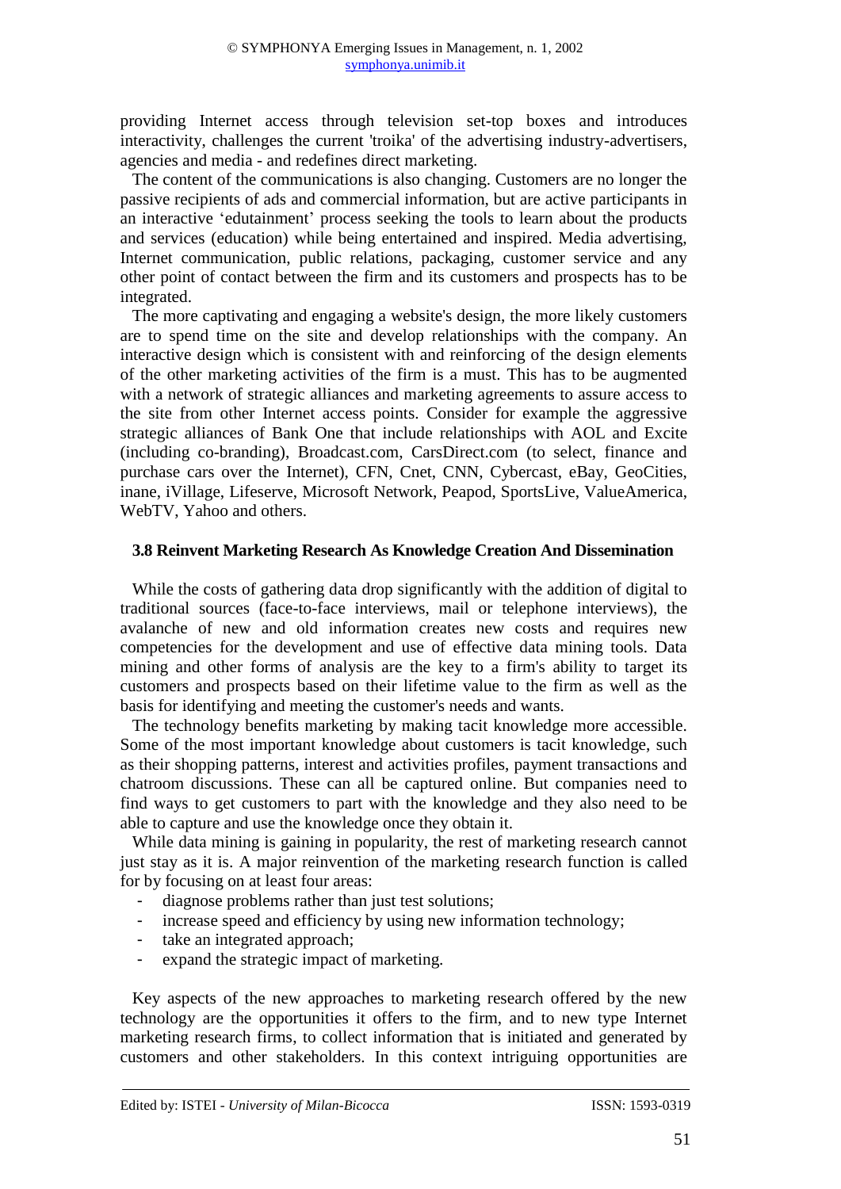providing Internet access through television set-top boxes and introduces interactivity, challenges the current 'troika' of the advertising industry-advertisers, agencies and media - and redefines direct marketing.

The content of the communications is also changing. Customers are no longer the passive recipients of ads and commercial information, but are active participants in an interactive ‘edutainment’ process seeking the tools to learn about the products and services (education) while being entertained and inspired. Media advertising, Internet communication, public relations, packaging, customer service and any other point of contact between the firm and its customers and prospects has to be integrated.

The more captivating and engaging a website's design, the more likely customers are to spend time on the site and develop relationships with the company. An interactive design which is consistent with and reinforcing of the design elements of the other marketing activities of the firm is a must. This has to be augmented with a network of strategic alliances and marketing agreements to assure access to the site from other Internet access points. Consider for example the aggressive strategic alliances of Bank One that include relationships with AOL and Excite (including co-branding), Broadcast.com, CarsDirect.com (to select, finance and purchase cars over the Internet), CFN, Cnet, CNN, Cybercast, eBay, GeoCities, inane, iVillage, Lifeserve, Microsoft Network, Peapod, SportsLive, ValueAmerica, WebTV, Yahoo and others.

### 3.8 Reinvent Marketing Research As Knowledge Creation And Dissemination

While the costs of gathering data drop significantly with the addition of digital to traditional sources (face-to-face interviews, mail or telephone interviews), the avalanche of new and old information creates new costs and requires new competencies for the development and use of effective data mining tools. Data mining and other forms of analysis are the key to a firm's ability to target its customers and prospects based on their lifetime value to the firm as well as the basis for identifying and meeting the customer's needs and wants.

The technology benefits marketing by making tacit knowledge more accessible. Some of the most important knowledge about customers is tacit knowledge, such as their shopping patterns, interest and activities profiles, payment transactions and chatroom discussions. These can all be captured online. But companies need to find ways to get customers to part with the knowledge and they also need to be able to capture and use the knowledge once they obtain it.

While data mining is gaining in popularity, the rest of marketing research cannot just stay as it is. A major reinvention of the marketing research function is called for by focusing on at least four areas:

- diagnose problems rather than just test solutions;
- increase speed and efficiency by using new information technology;
- take an integrated approach;
- expand the strategic impact of marketing.

Key aspects of the new approaches to marketing research offered by the new technology are the opportunities it offers to the firm, and to new type Internet marketing research firms, to collect information that is initiated and generated by customers and other stakeholders. In this context intriguing opportunities are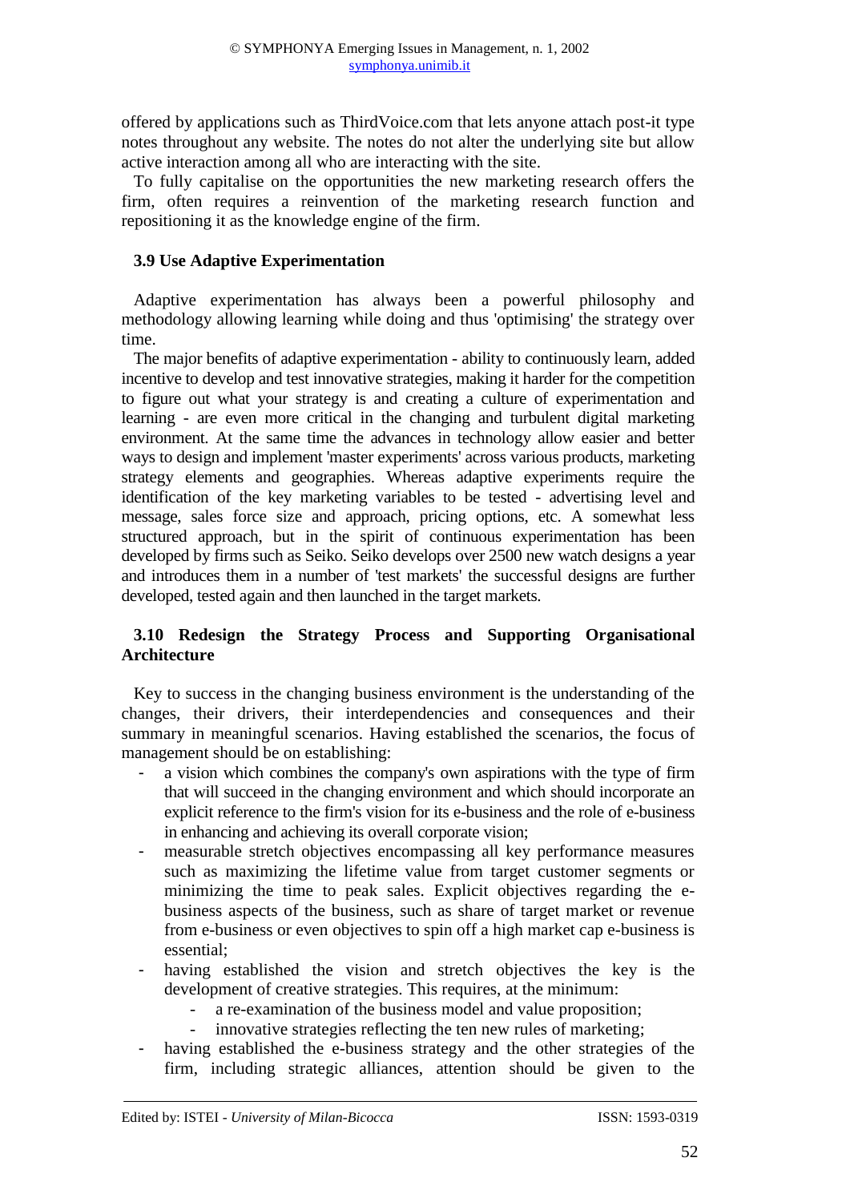offered by applications such as ThirdVoice.com that lets anyone attach post-it type notes throughout any website. The notes do not alter the underlying site but allow active interaction among all who are interacting with the site.

To fully capitalise on the opportunities the new marketing research offers the firm, often requires a reinvention of the marketing research function and repositioning it as the knowledge engine of the firm.

### 3.9 Use Adaptive Experimentation

Adaptive experimentation has always been a powerful philosophy and methodology allowing learning while doing and thus 'optimising' the strategy over time.

The major benefits of adaptive experimentation - ability to continuously learn, added incentive to develop and test innovative strategies, making it harder for the competition to figure out what your strategy is and creating a culture of experimentation and learning - are even more critical in the changing and turbulent digital marketing environment. At the same time the advances in technology allow easier and better ways to design and implement 'master experiments' across various products, marketing strategy elements and geographies. Whereas adaptive experiments require the identification of the key marketing variables to be tested - advertising level and message, sales force size and approach, pricing options, etc. A somewhat less structured approach, but in the spirit of continuous experimentation has been developed by firms such as Seiko. Seiko develops over 2500 new watch designs a year and introduces them in a number of 'test markets' the successful designs are further developed, tested again and then launched in the target markets.

### 3.10 Redesign the Strategy Process and Supporting Organisational Architecture

Key to success in the changing business environment is the understanding of the changes, their drivers, their interdependencies and consequences and their summary in meaningful scenarios. Having established the scenarios, the focus of management should be on establishing:

- a vision which combines the company's own aspirations with the type of firm that will succeed in the changing environment and which should incorporate an explicit reference to the firm's vision for its e-business and the role of e-business in enhancing and achieving its overall corporate vision;
- measurable stretch objectives encompassing all key performance measures such as maximizing the lifetime value from target customer segments or minimizing the time to peak sales. Explicit objectives regarding the e-business aspects of the business, such as share of target market or revenue from e-business or even objectives to spin off a high market cap e-business is essential;
- having established the vision and stretch objectives the key is the development of creative strategies. This requires, at the minimum:
  - a re-examination of the business model and value proposition;
  - innovative strategies reflecting the ten new rules of marketing;
- having established the e-business strategy and the other strategies of the firm, including strategic alliances, attention should be given to the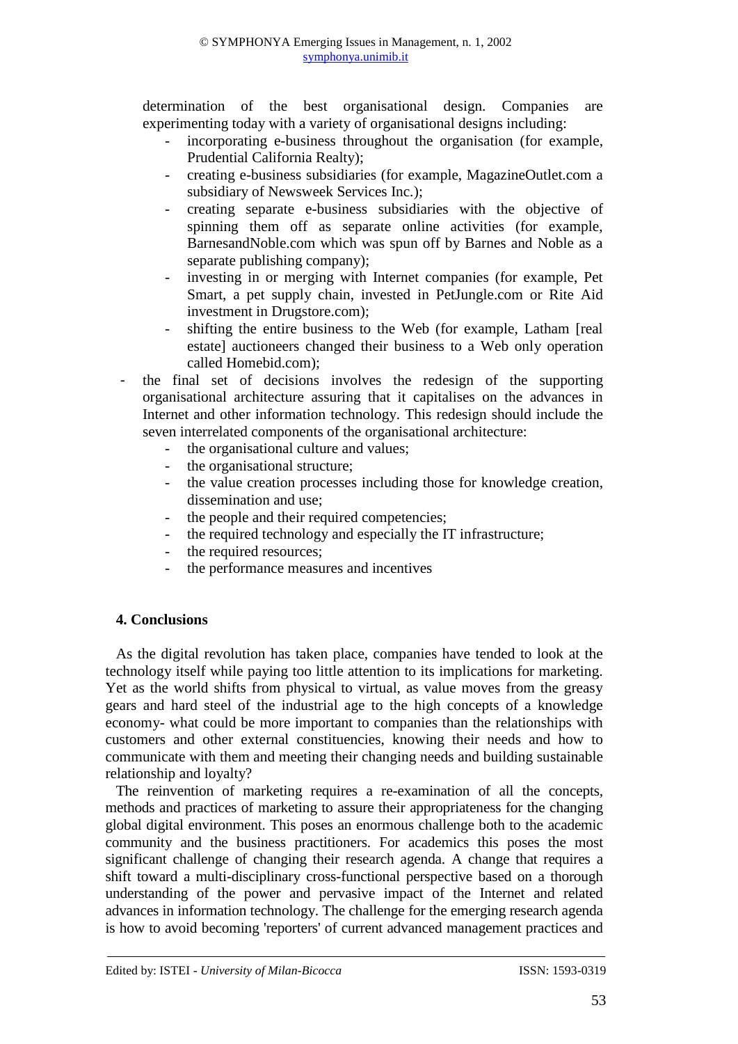determination of the best organisational design. Companies are experimenting today with a variety of organisational designs including:
    - incorporating e-business throughout the organisation (for example, Prudential California Realty);
    - creating e-business subsidiaries (for example, MagazineOutlet.com a subsidiary of Newsweek Services Inc.);
    - creating separate e-business subsidiaries with the objective of spinning them off as separate online activities (for example, BarnesandNoble.com which was spun off by Barnes and Noble as a separate publishing company);
    - investing in or merging with Internet companies (for example, Pet Smart, a pet supply chain, invested in PetJungle.com or Rite Aid investment in Drugstore.com);
    - shifting the entire business to the Web (for example, Latham [real estate] auctioneers changed their business to a Web only operation called Homebid.com);
- the final set of decisions involves the redesign of the supporting organisational architecture assuring that it capitalises on the advances in Internet and other information technology. This redesign should include the seven interrelated components of the organisational architecture:
    - the organisational culture and values;
    - the organisational structure;
    - the value creation processes including those for knowledge creation, dissemination and use;
    - the people and their required competencies;
    - the required technology and especially the IT infrastructure;
    - the required resources;
    - the performance measures and incentives

## 4. Conclusions

As the digital revolution has taken place, companies have tended to look at the technology itself while paying too little attention to its implications for marketing. Yet as the world shifts from physical to virtual, as value moves from the greasy gears and hard steel of the industrial age to the high concepts of a knowledge economy- what could be more important to companies than the relationships with customers and other external constituencies, knowing their needs and how to communicate with them and meeting their changing needs and building sustainable relationship and loyalty?

The reinvention of marketing requires a re-examination of all the concepts, methods and practices of marketing to assure their appropriateness for the changing global digital environment. This poses an enormous challenge both to the academic community and the business practitioners. For academics this poses the most significant challenge of changing their research agenda. A change that requires a shift toward a multi-disciplinary cross-functional perspective based on a thorough understanding of the power and pervasive impact of the Internet and related advances in information technology. The challenge for the emerging research agenda is how to avoid becoming 'reporters' of current advanced management practices and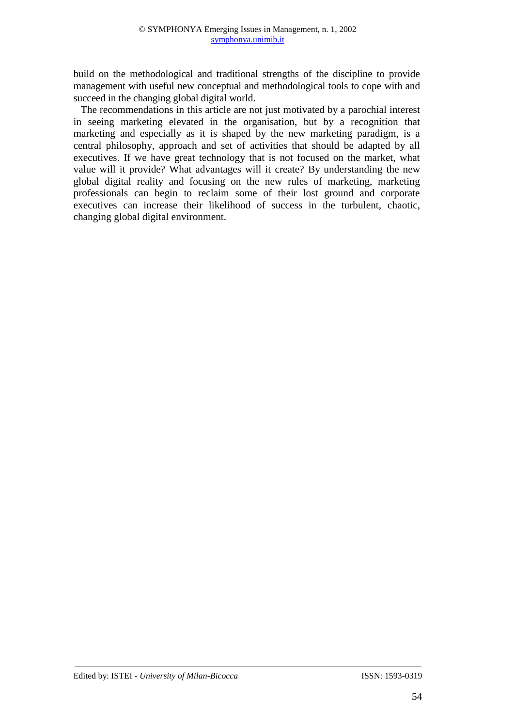build on the methodological and traditional strengths of the discipline to provide management with useful new conceptual and methodological tools to cope with and succeed in the changing global digital world.

The recommendations in this article are not just motivated by a parochial interest in seeing marketing elevated in the organisation, but by a recognition that marketing and especially as it is shaped by the new marketing paradigm, is a central philosophy, approach and set of activities that should be adapted by all executives. If we have great technology that is not focused on the market, what value will it provide? What advantages will it create? By understanding the new global digital reality and focusing on the new rules of marketing, marketing professionals can begin to reclaim some of their lost ground and corporate executives can increase their likelihood of success in the turbulent, chaotic, changing global digital environment.